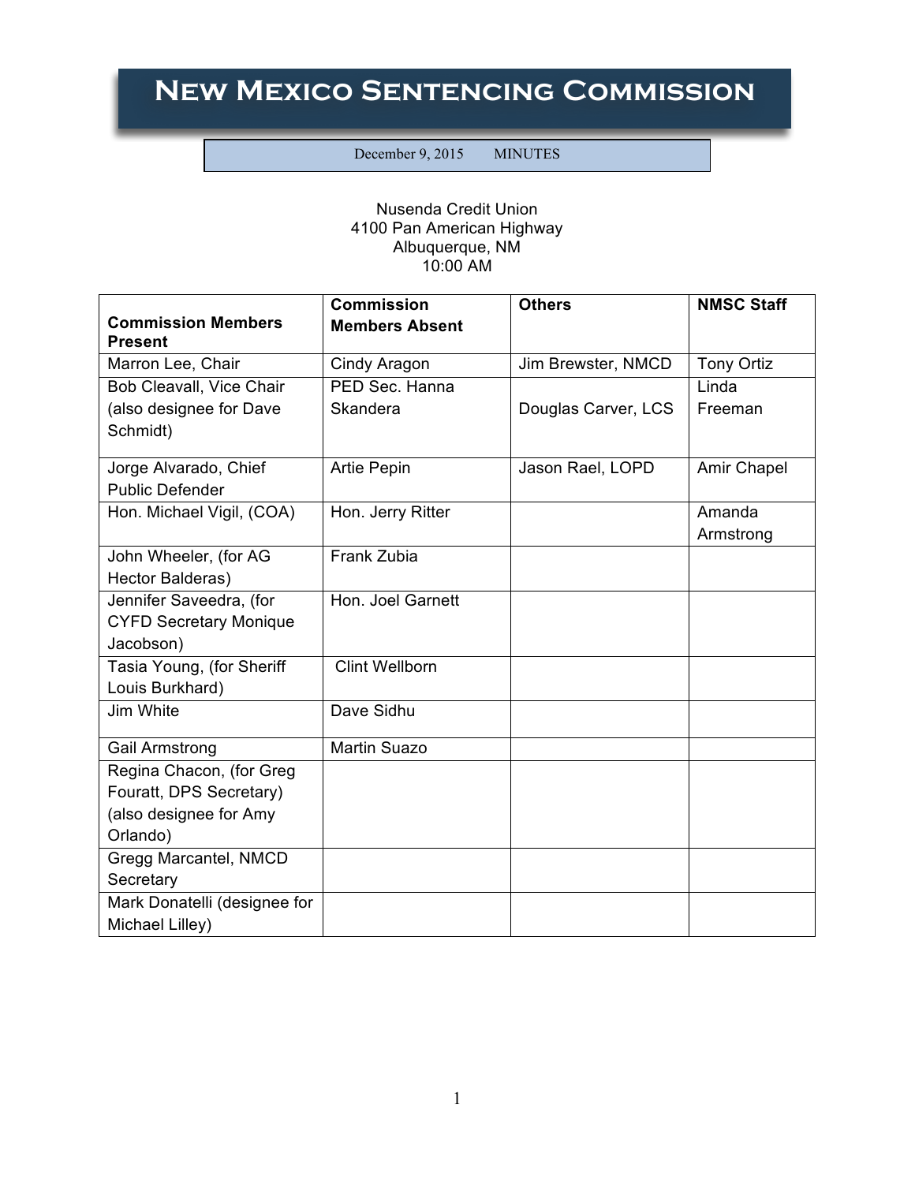# New Mexico Sentencing Commission

December 9, 2015 MINUTES

Nusenda Credit Union
4100 Pan American Highway
Albuquerque, NM
10:00 AM

| Commission Members Present | Commission Members Absent | Others | NMSC Staff |
|---|---|---|---|
| Marron Lee, Chair | Cindy Aragon | Jim Brewster, NMCD | Tony Ortiz |
| Bob Cleavall, Vice Chair (also designee for Dave Schmidt) | PED Sec. Hanna Skandera | Douglas Carver, LCS | Linda Freeman |
| Jorge Alvarado, Chief Public Defender | Artie Pepin | Jason Rael, LOPD | Amir Chapel |
| Hon. Michael Vigil, (COA) | Hon. Jerry Ritter | | Amanda Armstrong |
| John Wheeler, (for AG Hector Balderas) | Frank Zubia | | |
| Jennifer Saveedra, (for CYFD Secretary Monique Jacobson) | Hon. Joel Garnett | | |
| Tasia Young, (for Sheriff Louis Burkhard) | Clint Wellborn | | |
| Jim White | Dave Sidhu | | |
| Gail Armstrong | Martin Suazo | | |
| Regina Chacon, (for Greg Fouratt, DPS Secretary) (also designee for Amy Orlando) | | | |
| Gregg Marcantel, NMCD Secretary | | | |
| Mark Donatelli (designee for Michael Lilley) | | | |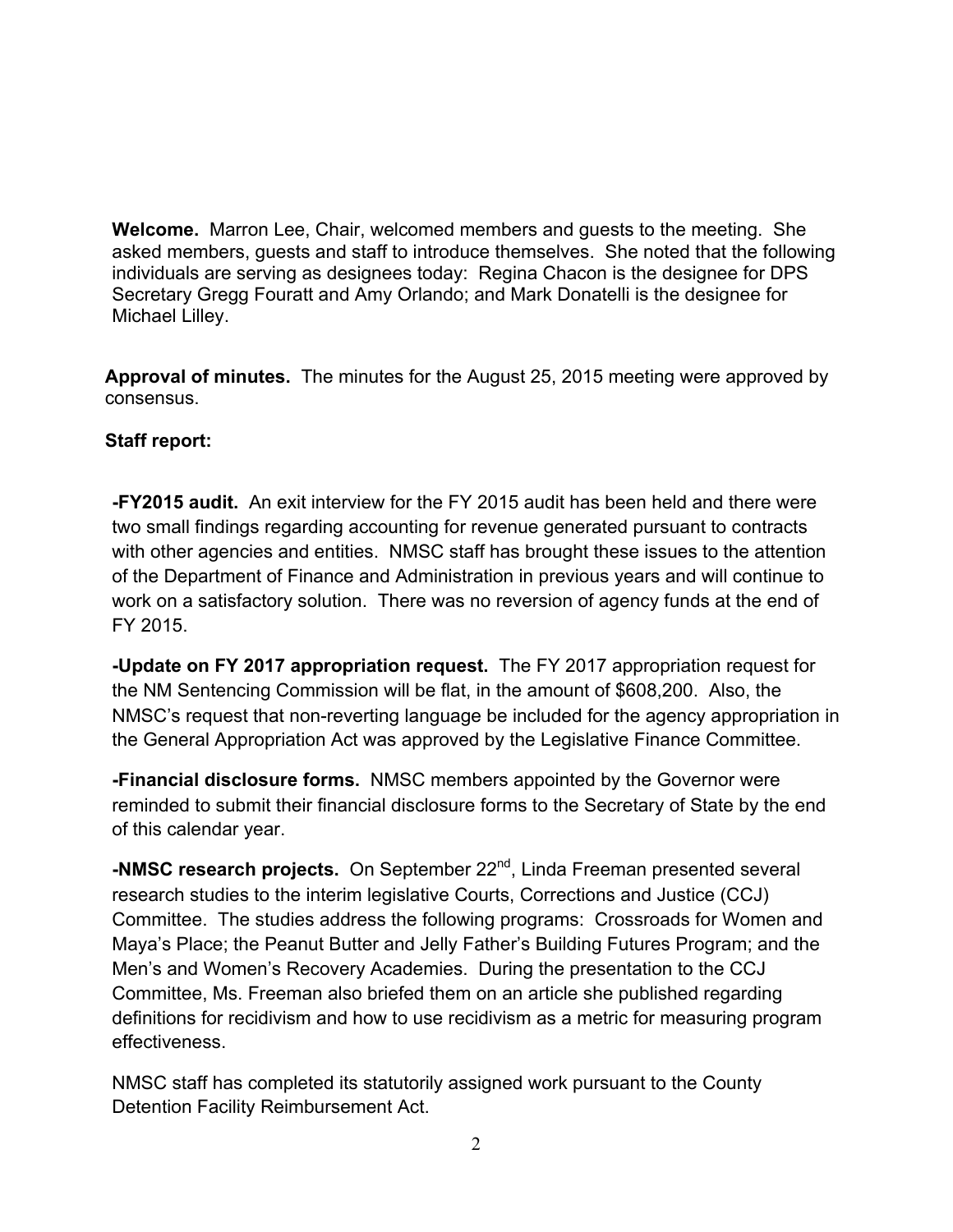**Welcome.** Marron Lee, Chair, welcomed members and guests to the meeting. She asked members, guests and staff to introduce themselves. She noted that the following individuals are serving as designees today: Regina Chacon is the designee for DPS Secretary Gregg Fouratt and Amy Orlando; and Mark Donatelli is the designee for Michael Lilley.

**Approval of minutes.** The minutes for the August 25, 2015 meeting were approved by consensus.

**Staff report:**

**-FY2015 audit.** An exit interview for the FY 2015 audit has been held and there were two small findings regarding accounting for revenue generated pursuant to contracts with other agencies and entities. NMSC staff has brought these issues to the attention of the Department of Finance and Administration in previous years and will continue to work on a satisfactory solution. There was no reversion of agency funds at the end of FY 2015.

**-Update on FY 2017 appropriation request.** The FY 2017 appropriation request for the NM Sentencing Commission will be flat, in the amount of $608,200. Also, the NMSC's request that non-reverting language be included for the agency appropriation in the General Appropriation Act was approved by the Legislative Finance Committee.

**-Financial disclosure forms.** NMSC members appointed by the Governor were reminded to submit their financial disclosure forms to the Secretary of State by the end of this calendar year.

**-NMSC research projects.** On September 22nd, Linda Freeman presented several research studies to the interim legislative Courts, Corrections and Justice (CCJ) Committee. The studies address the following programs: Crossroads for Women and Maya's Place; the Peanut Butter and Jelly Father's Building Futures Program; and the Men's and Women's Recovery Academies. During the presentation to the CCJ Committee, Ms. Freeman also briefed them on an article she published regarding definitions for recidivism and how to use recidivism as a metric for measuring program effectiveness.

NMSC staff has completed its statutorily assigned work pursuant to the County Detention Facility Reimbursement Act.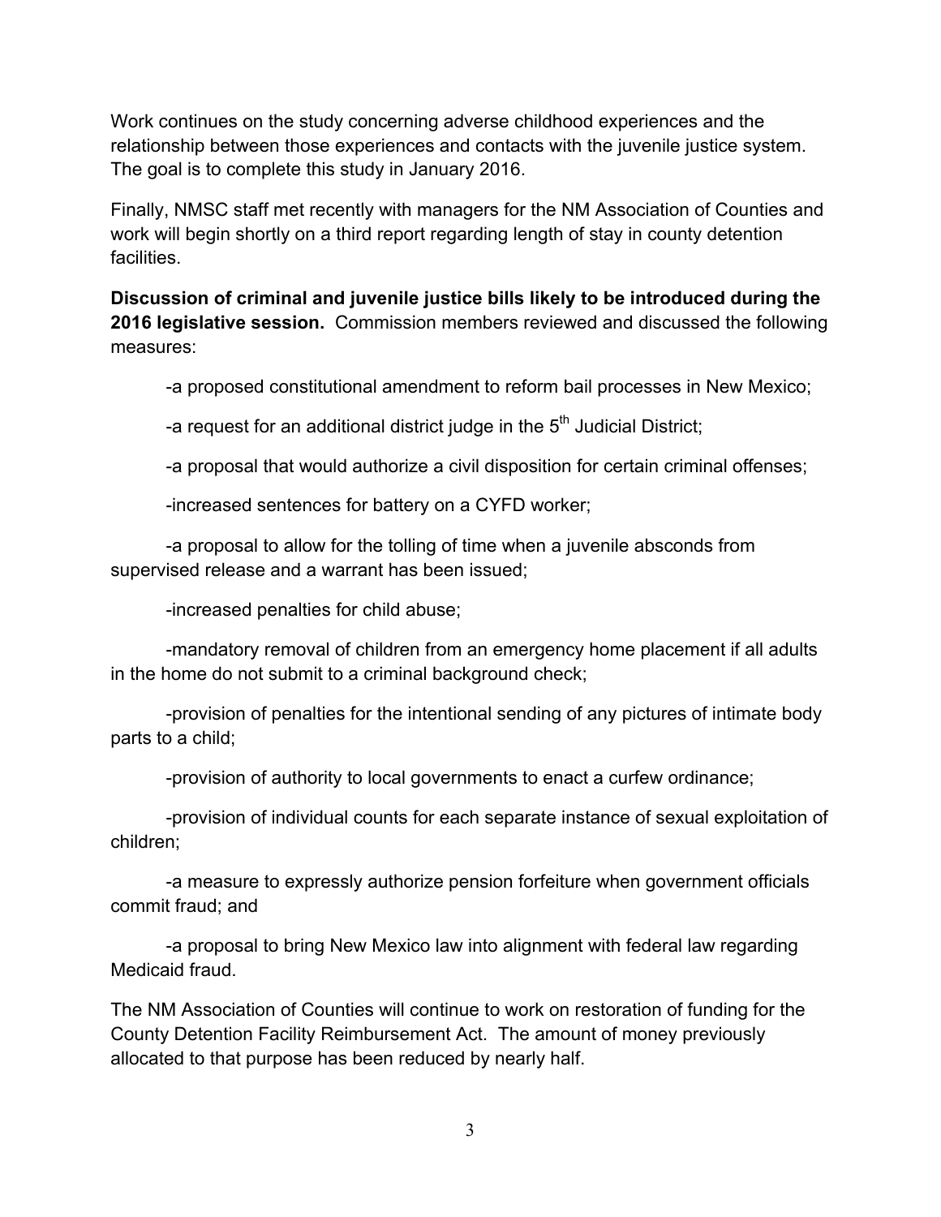Work continues on the study concerning adverse childhood experiences and the relationship between those experiences and contacts with the juvenile justice system. The goal is to complete this study in January 2016.

Finally, NMSC staff met recently with managers for the NM Association of Counties and work will begin shortly on a third report regarding length of stay in county detention facilities.

**Discussion of criminal and juvenile justice bills likely to be introduced during the 2016 legislative session.** Commission members reviewed and discussed the following measures:

-a proposed constitutional amendment to reform bail processes in New Mexico;

-a request for an additional district judge in the 5th Judicial District;

-a proposal that would authorize a civil disposition for certain criminal offenses;

-increased sentences for battery on a CYFD worker;

-a proposal to allow for the tolling of time when a juvenile absconds from supervised release and a warrant has been issued;

-increased penalties for child abuse;

-mandatory removal of children from an emergency home placement if all adults in the home do not submit to a criminal background check;

-provision of penalties for the intentional sending of any pictures of intimate body parts to a child;

-provision of authority to local governments to enact a curfew ordinance;

-provision of individual counts for each separate instance of sexual exploitation of children;

-a measure to expressly authorize pension forfeiture when government officials commit fraud; and

-a proposal to bring New Mexico law into alignment with federal law regarding Medicaid fraud.

The NM Association of Counties will continue to work on restoration of funding for the County Detention Facility Reimbursement Act. The amount of money previously allocated to that purpose has been reduced by nearly half.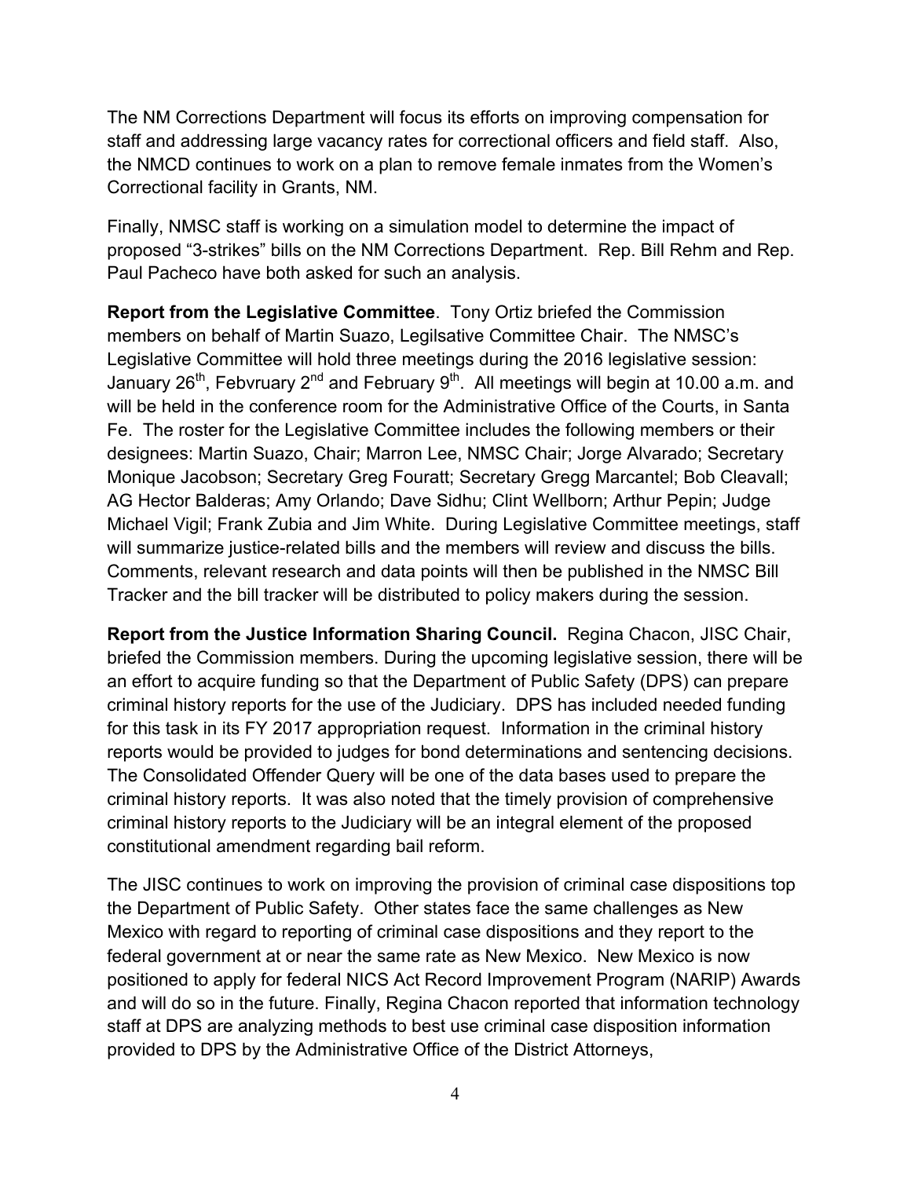The NM Corrections Department will focus its efforts on improving compensation for staff and addressing large vacancy rates for correctional officers and field staff. Also, the NMCD continues to work on a plan to remove female inmates from the Women's Correctional facility in Grants, NM.

Finally, NMSC staff is working on a simulation model to determine the impact of proposed "3-strikes" bills on the NM Corrections Department. Rep. Bill Rehm and Rep. Paul Pacheco have both asked for such an analysis.

**Report from the Legislative Committee**. Tony Ortiz briefed the Commission members on behalf of Martin Suazo, Legilsative Committee Chair. The NMSC's Legislative Committee will hold three meetings during the 2016 legislative session: January 26th, Febvruary 2nd and February 9th. All meetings will begin at 10.00 a.m. and will be held in the conference room for the Administrative Office of the Courts, in Santa Fe. The roster for the Legislative Committee includes the following members or their designees: Martin Suazo, Chair; Marron Lee, NMSC Chair; Jorge Alvarado; Secretary Monique Jacobson; Secretary Greg Fouratt; Secretary Gregg Marcantel; Bob Cleavall; AG Hector Balderas; Amy Orlando; Dave Sidhu; Clint Wellborn; Arthur Pepin; Judge Michael Vigil; Frank Zubia and Jim White. During Legislative Committee meetings, staff will summarize justice-related bills and the members will review and discuss the bills. Comments, relevant research and data points will then be published in the NMSC Bill Tracker and the bill tracker will be distributed to policy makers during the session.

**Report from the Justice Information Sharing Council.** Regina Chacon, JISC Chair, briefed the Commission members. During the upcoming legislative session, there will be an effort to acquire funding so that the Department of Public Safety (DPS) can prepare criminal history reports for the use of the Judiciary. DPS has included needed funding for this task in its FY 2017 appropriation request. Information in the criminal history reports would be provided to judges for bond determinations and sentencing decisions. The Consolidated Offender Query will be one of the data bases used to prepare the criminal history reports. It was also noted that the timely provision of comprehensive criminal history reports to the Judiciary will be an integral element of the proposed constitutional amendment regarding bail reform.

The JISC continues to work on improving the provision of criminal case dispositions top the Department of Public Safety. Other states face the same challenges as New Mexico with regard to reporting of criminal case dispositions and they report to the federal government at or near the same rate as New Mexico. New Mexico is now positioned to apply for federal NICS Act Record Improvement Program (NARIP) Awards and will do so in the future. Finally, Regina Chacon reported that information technology staff at DPS are analyzing methods to best use criminal case disposition information provided to DPS by the Administrative Office of the District Attorneys,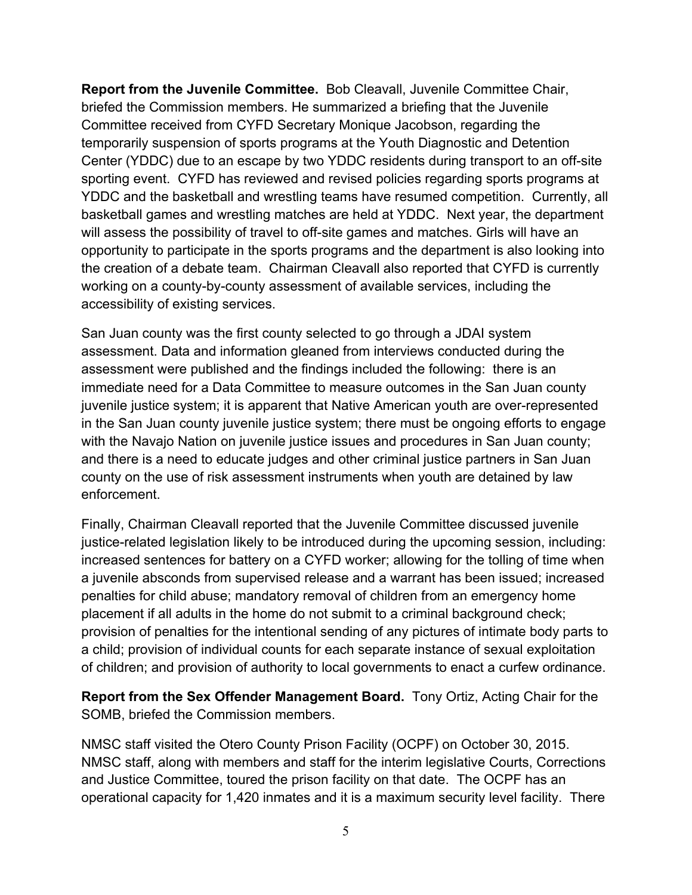**Report from the Juvenile Committee.** Bob Cleavall, Juvenile Committee Chair, briefed the Commission members. He summarized a briefing that the Juvenile Committee received from CYFD Secretary Monique Jacobson, regarding the temporarily suspension of sports programs at the Youth Diagnostic and Detention Center (YDDC) due to an escape by two YDDC residents during transport to an off-site sporting event. CYFD has reviewed and revised policies regarding sports programs at YDDC and the basketball and wrestling teams have resumed competition. Currently, all basketball games and wrestling matches are held at YDDC. Next year, the department will assess the possibility of travel to off-site games and matches. Girls will have an opportunity to participate in the sports programs and the department is also looking into the creation of a debate team. Chairman Cleavall also reported that CYFD is currently working on a county-by-county assessment of available services, including the accessibility of existing services.

San Juan county was the first county selected to go through a JDAI system assessment. Data and information gleaned from interviews conducted during the assessment were published and the findings included the following: there is an immediate need for a Data Committee to measure outcomes in the San Juan county juvenile justice system; it is apparent that Native American youth are over-represented in the San Juan county juvenile justice system; there must be ongoing efforts to engage with the Navajo Nation on juvenile justice issues and procedures in San Juan county; and there is a need to educate judges and other criminal justice partners in San Juan county on the use of risk assessment instruments when youth are detained by law enforcement.

Finally, Chairman Cleavall reported that the Juvenile Committee discussed juvenile justice-related legislation likely to be introduced during the upcoming session, including: increased sentences for battery on a CYFD worker; allowing for the tolling of time when a juvenile absconds from supervised release and a warrant has been issued; increased penalties for child abuse; mandatory removal of children from an emergency home placement if all adults in the home do not submit to a criminal background check; provision of penalties for the intentional sending of any pictures of intimate body parts to a child; provision of individual counts for each separate instance of sexual exploitation of children; and provision of authority to local governments to enact a curfew ordinance.

**Report from the Sex Offender Management Board.** Tony Ortiz, Acting Chair for the SOMB, briefed the Commission members.

NMSC staff visited the Otero County Prison Facility (OCPF) on October 30, 2015. NMSC staff, along with members and staff for the interim legislative Courts, Corrections and Justice Committee, toured the prison facility on that date. The OCPF has an operational capacity for 1,420 inmates and it is a maximum security level facility. There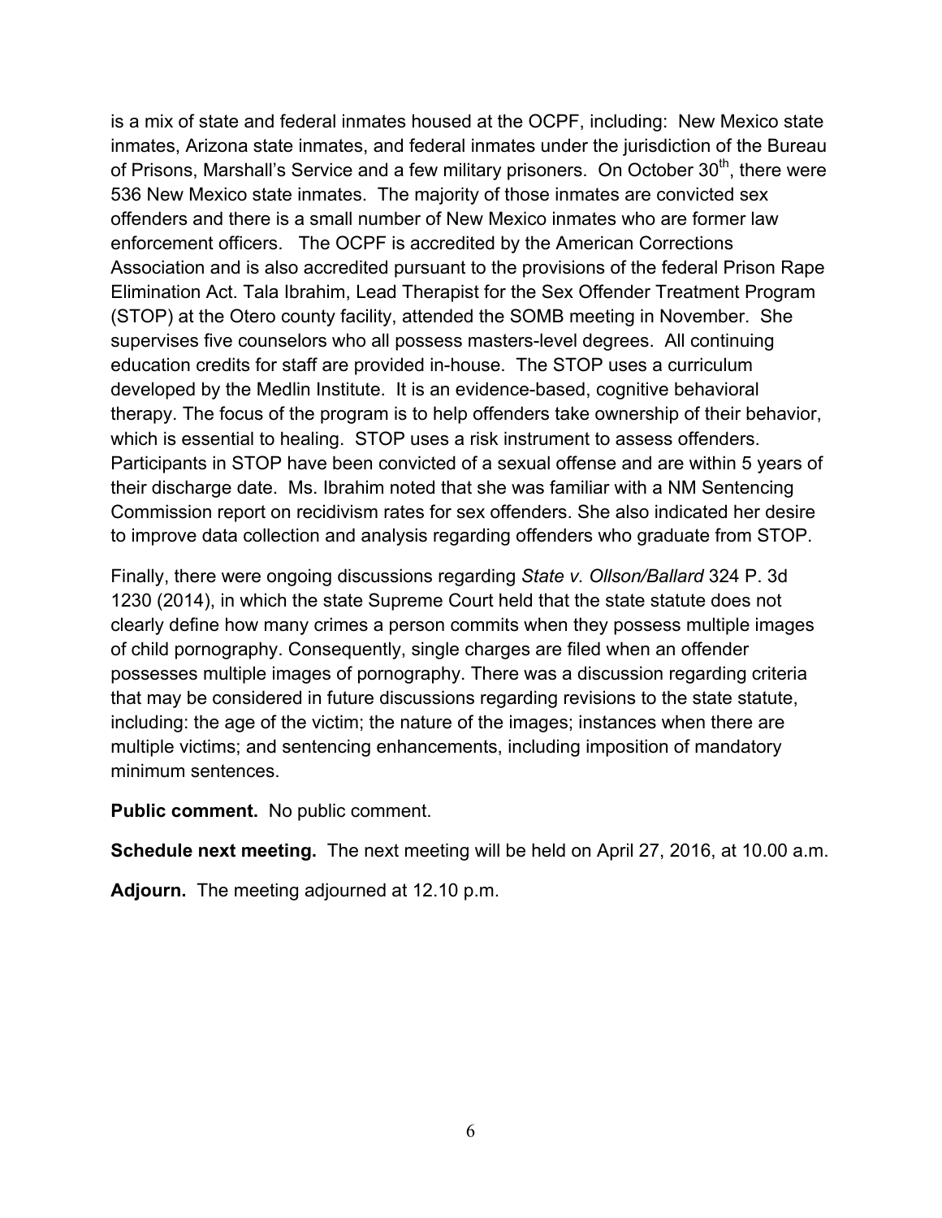is a mix of state and federal inmates housed at the OCPF, including: New Mexico state inmates, Arizona state inmates, and federal inmates under the jurisdiction of the Bureau of Prisons, Marshall's Service and a few military prisoners. On October 30th, there were 536 New Mexico state inmates. The majority of those inmates are convicted sex offenders and there is a small number of New Mexico inmates who are former law enforcement officers. The OCPF is accredited by the American Corrections Association and is also accredited pursuant to the provisions of the federal Prison Rape Elimination Act. Tala Ibrahim, Lead Therapist for the Sex Offender Treatment Program (STOP) at the Otero county facility, attended the SOMB meeting in November. She supervises five counselors who all possess masters-level degrees. All continuing education credits for staff are provided in-house. The STOP uses a curriculum developed by the Medlin Institute. It is an evidence-based, cognitive behavioral therapy. The focus of the program is to help offenders take ownership of their behavior, which is essential to healing. STOP uses a risk instrument to assess offenders. Participants in STOP have been convicted of a sexual offense and are within 5 years of their discharge date. Ms. Ibrahim noted that she was familiar with a NM Sentencing Commission report on recidivism rates for sex offenders. She also indicated her desire to improve data collection and analysis regarding offenders who graduate from STOP.

Finally, there were ongoing discussions regarding *State v. Ollson/Ballard* 324 P. 3d 1230 (2014), in which the state Supreme Court held that the state statute does not clearly define how many crimes a person commits when they possess multiple images of child pornography. Consequently, single charges are filed when an offender possesses multiple images of pornography. There was a discussion regarding criteria that may be considered in future discussions regarding revisions to the state statute, including: the age of the victim; the nature of the images; instances when there are multiple victims; and sentencing enhancements, including imposition of mandatory minimum sentences.

**Public comment.** No public comment.

**Schedule next meeting.** The next meeting will be held on April 27, 2016, at 10.00 a.m.

**Adjourn.** The meeting adjourned at 12.10 p.m.